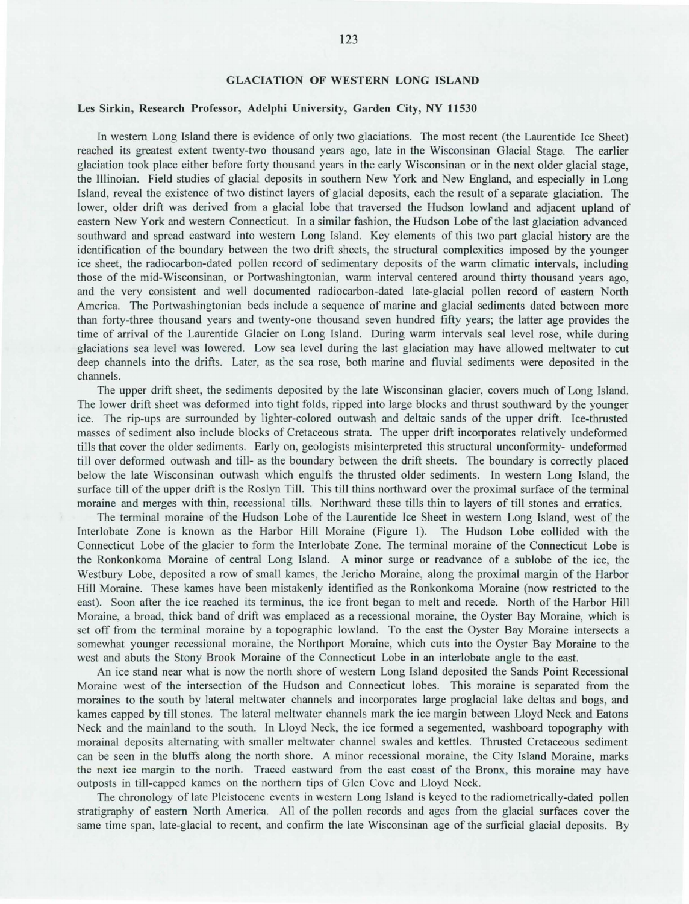# GLACIATION OF WESTERN LONG ISLAND

**Les Sirkin, Research Professor, Adelphi University, Garden City, NY 11530**

In western Long Island there is evidence of only two glaciations. The most recent (the Laurentide Ice Sheet) reached its greatest extent twenty-two thousand years ago, late in the Wisconsinan Glacial Stage. The earlier glaciation took place either before forty thousand years in the early Wisconsinan or in the next older glacial stage, the Illinoian. Field studies of glacial deposits in southern New York and New England, and especially in Long Island, reveal the existence of two distinct layers of glacial deposits, each the result of a separate glaciation. The lower, older drift was derived from a glacial lobe that traversed the Hudson lowland and adjacent upland of eastern New York and western Connecticut. In a similar fashion, the Hudson Lobe of the last glaciation advanced southward and spread eastward into western Long Island. Key elements of this two part glacial history are the identification of the boundary between the two drift sheets, the structural complexities imposed by the younger ice sheet, the radiocarbon-dated pollen record of sedimentary deposits of the warm climatic intervals, including those of the mid-Wisconsinan, or Portwashingtonian, warm interval centered around thirty thousand years ago, and the very consistent and well documented radiocarbon-dated late-glacial pollen record of eastern North America. The Portwashingtonian beds include a sequence of marine and glacial sediments dated between more than forty-three thousand years and twenty-one thousand seven hundred fifty years; the latter age provides the time of arrival of the Laurentide Glacier on Long Island. During warm intervals seal level rose, while during glaciations sea level was lowered. Low sea level during the last glaciation may have allowed meltwater to cut deep channels into the drifts. Later, as the sea rose, both marine and fluvial sediments were deposited in the channels.

The upper drift sheet, the sediments deposited by the late Wisconsinan glacier, covers much of Long Island. The lower drift sheet was deformed into tight folds, ripped into large blocks and thrust southward by the younger ice. The rip-ups are surrounded by lighter-colored outwash and deltaic sands of the upper drift. Ice-thrusted masses of sediment also include blocks of Cretaceous strata. The upper drift incorporates relatively undeformed tills that cover the older sediments. Early on, geologists misinterpreted this structural unconformity- undeformed till over deformed outwash and till- as the boundary between the drift sheets. The boundary is correctly placed below the late Wisconsinan outwash which engulfs the thrusted older sediments. In western Long Island, the surface till of the upper drift is the Roslyn Till. This till thins northward over the proximal surface of the terminal moraine and merges with thin, recessional tills. Northward these tills thin to layers of till stones and erratics.

The terminal moraine of the Hudson Lobe of the Laurentide Ice Sheet in western Long Island, west of the Interlobate Zone is known as the Harbor Hill Moraine (Figure 1). The Hudson Lobe collided with the Connecticut Lobe of the glacier to form the Interlobate Zone. The terminal moraine of the Connecticut Lobe is the Ronkonkoma Moraine of central Long Island. A minor surge or readvance of a sublobe of the ice, the Westbury Lobe, deposited a row of small kames, the Jericho Moraine, along the proximal margin of the Harbor Hill Moraine. These kames have been mistakenly identified as the Ronkonkoma Moraine (now restricted to the east). Soon after the ice reached its terminus, the ice front began to melt and recede. North of the Harbor Hill Moraine, a broad, thick band of drift was emplaced as a recessional moraine, the Oyster Bay Moraine, which is set off from the terminal moraine by a topographic lowland. To the east the Oyster Bay Moraine intersects a somewhat younger recessional moraine, the Northport Moraine, which cuts into the Oyster Bay Moraine to the west and abuts the Stony Brook Moraine of the Connecticut Lobe in an interlobate angle to the east.

An ice stand near what is now the north shore of western Long Island deposited the Sands Point Recessional Moraine west of the intersection of the Hudson and Connecticut lobes. This moraine is separated from the moraines to the south by lateral meltwater channels and incorporates large proglacial lake deltas and bogs, and kames capped by till stones. The lateral meltwater channels mark the ice margin between Lloyd Neck and Eatons Neck and the mainland to the south. In Lloyd Neck, the ice formed a segemented, washboard topography with morainal deposits alternating with smaller meltwater channel swales and kettles. Thrusted Cretaceous sediment can be seen in the bluffs along the north shore. A minor recessional moraine, the City Island Moraine, marks the next ice margin to the north. Traced eastward from the east coast of the Bronx, this moraine may have outposts in till-capped kames on the northern tips of Glen Cove and Lloyd Neck.

The chronology of late Pleistocene events in western Long Island is keyed to the radiometrically-dated pollen stratigraphy of eastern North America. All of the pollen records and ages from the glacial surfaces cover the same time span, late-glacial to recent, and confirm the late Wisconsinan age of the surficial glacial deposits. By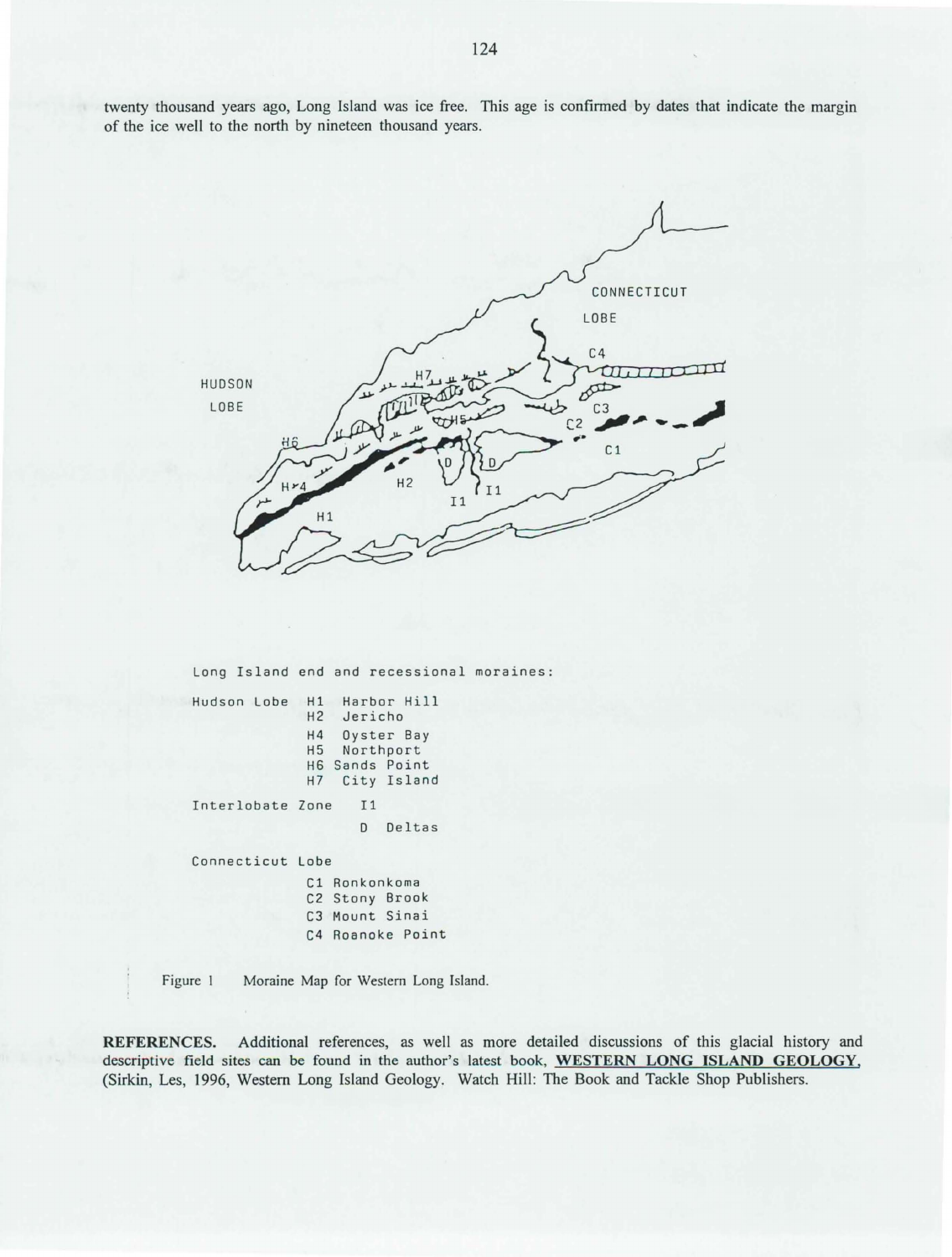twenty thousand years ago, Long Island was ice free. This age is confirmed by dates that indicate the margin of the ice well to the north by nineteen thousand years.

HUDSON LOBE

CONNECTICUT LOBE

H7

H6

H5

H4

H2

H1

D

D

I1

I1

C4

C3

C2

C1

Long Island end and recessional moraines:

Hudson Lobe
- H1 Harbor Hill
- H2 Jericho
- H4 Oyster Bay
- H5 Northport
- H6 Sands Point
- H7 City Island

Interlobate Zone I1
- D Deltas

Connecticut Lobe
- C1 Ronkonkoma
- C2 Stony Brook
- C3 Mount Sinai
- C4 Roanoke Point

Figure 1 Moraine Map for Western Long Island.

**REFERENCES.** Additional references, as well as more detailed discussions of this glacial history and descriptive field sites can be found in the author's latest book, **WESTERN LONG ISLAND GEOLOGY**, (Sirkin, Les, 1996, Western Long Island Geology. Watch Hill: The Book and Tackle Shop Publishers.